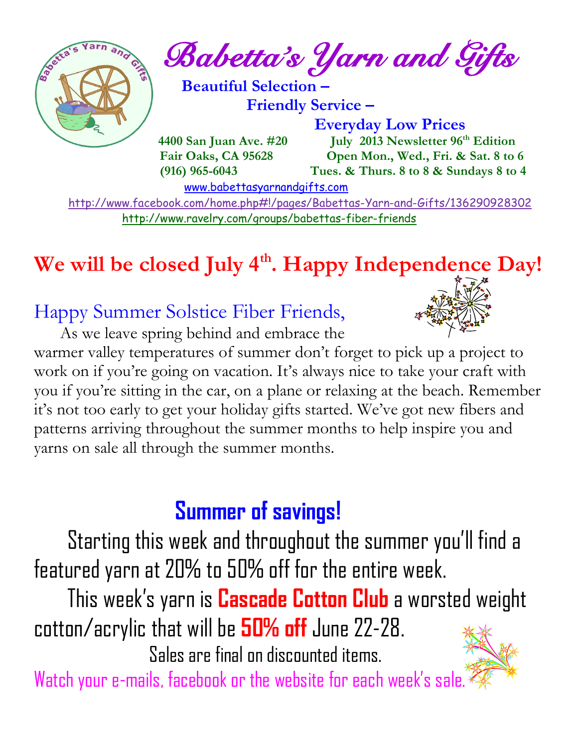# Babetta's Yarn and Gifts

**Beautiful Selection –**
**Friendly Service –**
**Everyday Low Prices**

**4400 San Juan Ave. #20**
**Fair Oaks, CA 95628**
**(916) 965-6043**

**July 2013 Newsletter 96th Edition**
**Open Mon., Wed., Fri. & Sat. 8 to 6**
**Tues. & Thurs. 8 to 8 & Sundays 8 to 4**

www.babettasyarnandgifts.com

http://www.facebook.com/home.php#!/pages/Babettas-Yarn-and-Gifts/136290928302

http://www.ravelry.com/groups/babettas-fiber-friends

## We will be closed July 4th. Happy Independence Day!

### Happy Summer Solstice Fiber Friends,

As we leave spring behind and embrace the warmer valley temperatures of summer don't forget to pick up a project to work on if you're going on vacation. It's always nice to take your craft with you if you're sitting in the car, on a plane or relaxing at the beach. Remember it's not too early to get your holiday gifts started. We've got new fibers and patterns arriving throughout the summer months to help inspire you and yarns on sale all through the summer months.

## Summer of savings!

Starting this week and throughout the summer you'll find a featured yarn at 20% to 50% off for the entire week.

This week's yarn is **Cascade Cotton Club** a worsted weight cotton/acrylic that will be **50% off** June 22-28.

Sales are final on discounted items.

Watch your e-mails, facebook or the website for each week's sale.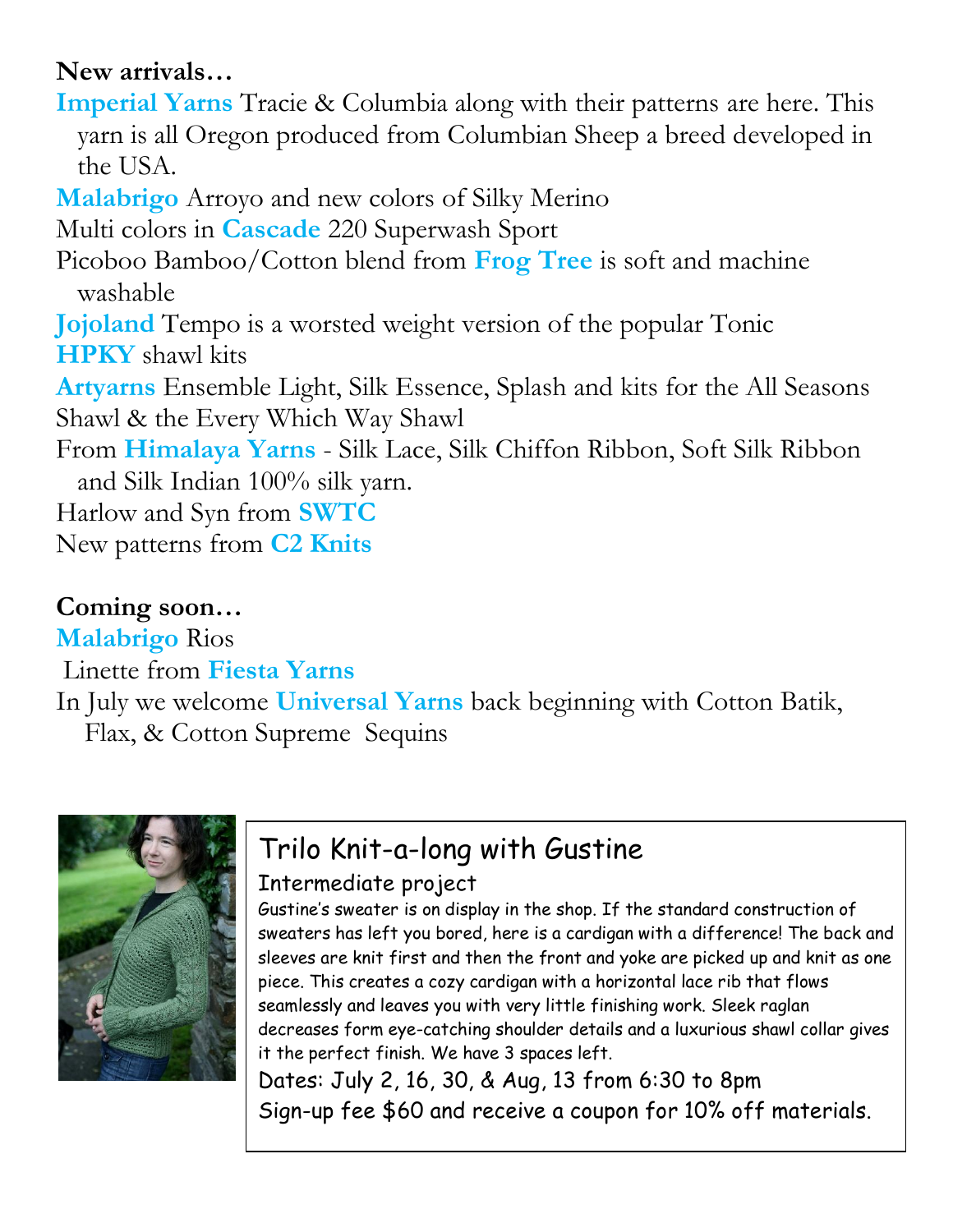**New arrivals…**

**Imperial Yarns** Tracie & Columbia along with their patterns are here. This yarn is all Oregon produced from Columbian Sheep a breed developed in the USA.

**Malabrigo** Arroyo and new colors of Silky Merino

Multi colors in **Cascade** 220 Superwash Sport

Picoboo Bamboo/Cotton blend from **Frog Tree** is soft and machine washable

**Jojoland** Tempo is a worsted weight version of the popular Tonic

**HPKY** shawl kits

**Artyarns** Ensemble Light, Silk Essence, Splash and kits for the All Seasons Shawl & the Every Which Way Shawl

From **Himalaya Yarns** - Silk Lace, Silk Chiffon Ribbon, Soft Silk Ribbon and Silk Indian 100% silk yarn.

Harlow and Syn from **SWTC**

New patterns from **C2 Knits**

**Coming soon…**

**Malabrigo** Rios

Linette from **Fiesta Yarns**

In July we welcome **Universal Yarns** back beginning with Cotton Batik, Flax, & Cotton Supreme Sequins

## Trilo Knit-a-long with Gustine

Intermediate project

Gustine's sweater is on display in the shop. If the standard construction of sweaters has left you bored, here is a cardigan with a difference! The back and sleeves are knit first and then the front and yoke are picked up and knit as one piece. This creates a cozy cardigan with a horizontal lace rib that flows seamlessly and leaves you with very little finishing work. Sleek raglan decreases form eye-catching shoulder details and a luxurious shawl collar gives it the perfect finish. We have 3 spaces left.

Dates: July 2, 16, 30, & Aug, 13 from 6:30 to 8pm

Sign-up fee $60 and receive a coupon for 10% off materials.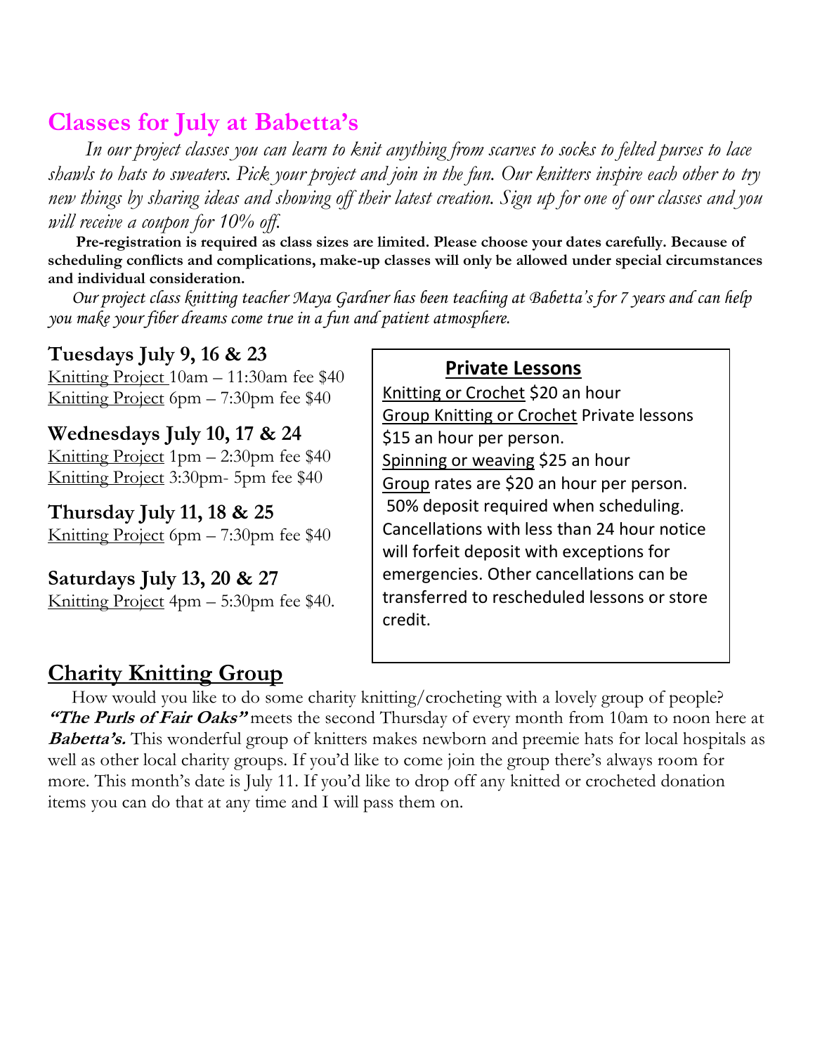## Classes for July at Babetta's

*In our project classes you can learn to knit anything from scarves to socks to felted purses to lace shawls to hats to sweaters. Pick your project and join in the fun. Our knitters inspire each other to try new things by sharing ideas and showing off their latest creation. Sign up for one of our classes and you will receive a coupon for 10% off.*

**Pre-registration is required as class sizes are limited. Please choose your dates carefully. Because of scheduling conflicts and complications, make-up classes will only be allowed under special circumstances and individual consideration.**

*Our project class knitting teacher Maya Gardner has been teaching at Babetta's for 7 years and can help you make your fiber dreams come true in a fun and patient atmosphere.*

### Tuesdays July 9, 16 & 23

<u>Knitting Project</u> 10am – 11:30am fee $40
<u>Knitting Project</u> 6pm – 7:30pm fee $40

### Wednesdays July 10, 17 & 24

<u>Knitting Project</u> 1pm – 2:30pm fee $40
<u>Knitting Project</u> 3:30pm- 5pm fee $40

### Thursday July 11, 18 & 25

<u>Knitting Project</u> 6pm – 7:30pm fee $40

### Saturdays July 13, 20 & 27

<u>Knitting Project</u> 4pm – 5:30pm fee $40.

### Private Lessons

<u>Knitting or Crochet</u> $20 an hour
<u>Group Knitting or Crochet</u> Private lessons $15 an hour per person.
<u>Spinning or weaving</u> $25 an hour
<u>Group</u> rates are $20 an hour per person.
50% deposit required when scheduling. Cancellations with less than 24 hour notice will forfeit deposit with exceptions for emergencies. Other cancellations can be transferred to rescheduled lessons or store credit.

## <u>Charity Knitting Group</u>

How would you like to do some charity knitting/crocheting with a lovely group of people? ***"The Purls of Fair Oaks"*** meets the second Thursday of every month from 10am to noon here at ***Babetta's.*** This wonderful group of knitters makes newborn and preemie hats for local hospitals as well as other local charity groups. If you'd like to come join the group there's always room for more. This month's date is July 11. If you'd like to drop off any knitted or crocheted donation items you can do that at any time and I will pass them on.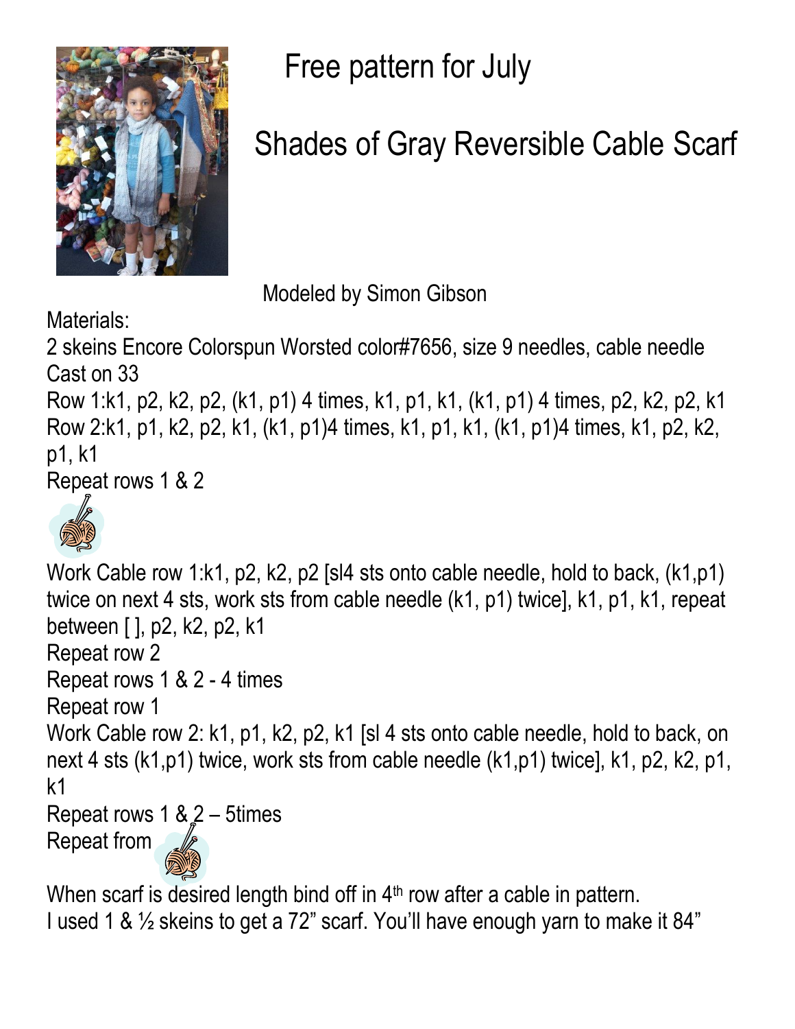# Free pattern for July

## Shades of Gray Reversible Cable Scarf

Modeled by Simon Gibson

Materials:
2 skeins Encore Colorspun Worsted color#7656, size 9 needles, cable needle
Cast on 33
Row 1:k1, p2, k2, p2, (k1, p1) 4 times, k1, p1, k1, (k1, p1) 4 times, p2, k2, p2, k1
Row 2:k1, p1, k2, p2, k1, (k1, p1)4 times, k1, p1, k1, (k1, p1)4 times, k1, p2, k2, p1, k1
Repeat rows 1 & 2

Work Cable row 1:k1, p2, k2, p2 [sl4 sts onto cable needle, hold to back, (k1,p1) twice on next 4 sts, work sts from cable needle (k1, p1) twice], k1, p1, k1, repeat between [ ], p2, k2, p2, k1
Repeat row 2
Repeat rows 1 & 2 - 4 times
Repeat row 1
Work Cable row 2: k1, p1, k2, p2, k1 [sl 4 sts onto cable needle, hold to back, on next 4 sts (k1,p1) twice, work sts from cable needle (k1,p1) twice], k1, p2, k2, p1, k1
Repeat rows 1 & 2 – 5times
Repeat from

When scarf is desired length bind off in 4th row after a cable in pattern.
I used 1 & ½ skeins to get a 72" scarf. You'll have enough yarn to make it 84"